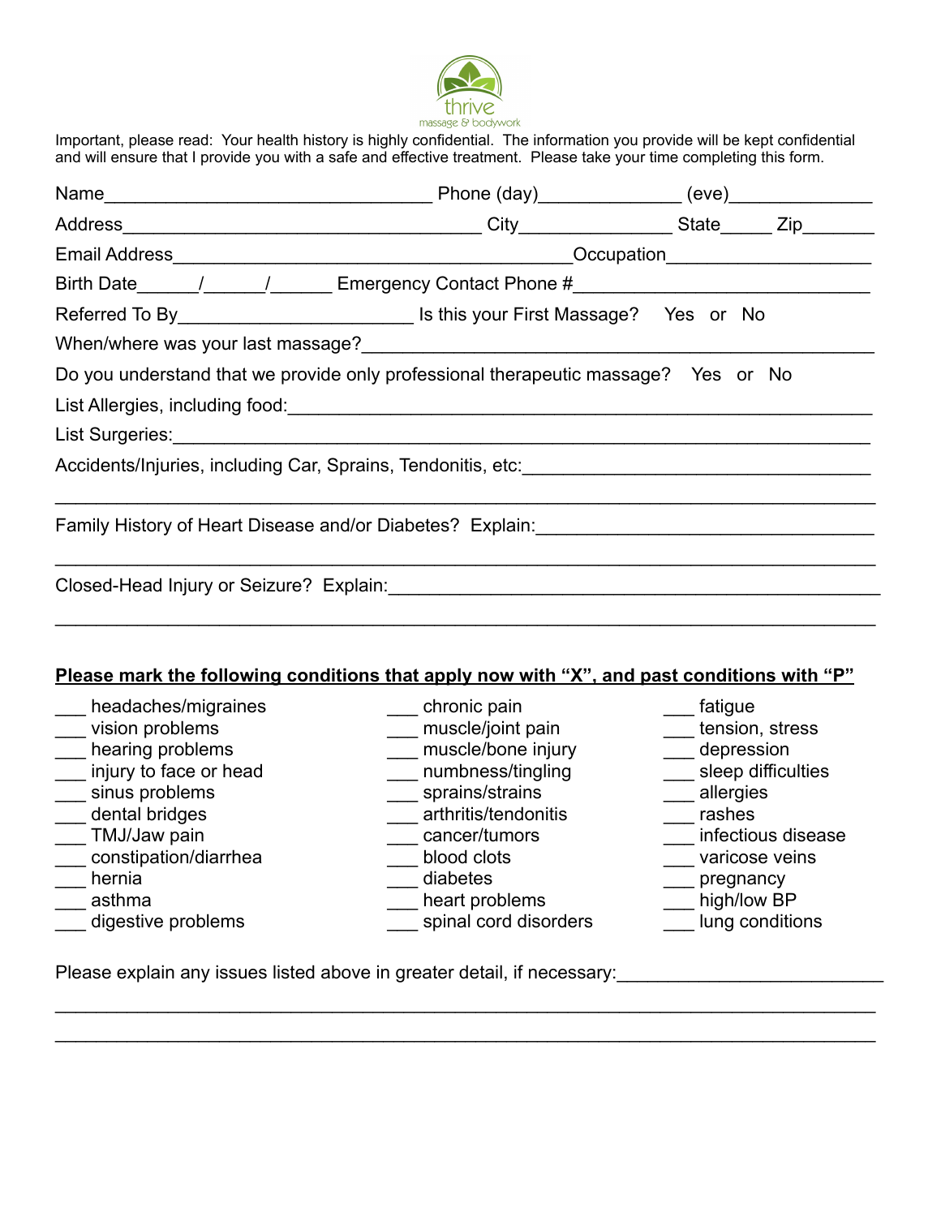thrive
massage & bodywork

Important, please read: Your health history is highly confidential. The information you provide will be kept confidential and will ensure that I provide you with a safe and effective treatment. Please take your time completing this form.

Name_________________________________ Phone (day)______________ (eve)______________

Address____________________________________ City_______________ State_____ Zip_______

Email Address________________________________________Occupation____________________

Birth Date______/______/______ Emergency Contact Phone #_____________________________

Referred To By_______________________ Is this your First Massage? Yes or No

When/where was your last massage?_________________________________________________

Do you understand that we provide only professional therapeutic massage? Yes or No

List Allergies, including food:_______________________________________________________

List Surgeries:___________________________________________________________________

Accidents/Injuries, including Car, Sprains, Tendonitis, etc:___________________________________

_______________________________________________________________________________

Family History of Heart Disease and/or Diabetes? Explain:_________________________________

_______________________________________________________________________________

Closed-Head Injury or Seizure? Explain:_______________________________________________

_______________________________________________________________________________

**Please mark the following conditions that apply now with "X", and past conditions with "P"**

___ headaches/migraines
___ vision problems
___ hearing problems
___ injury to face or head
___ sinus problems
___ dental bridges
___ TMJ/Jaw pain
___ constipation/diarrhea
___ hernia
___ asthma
___ digestive problems
___ chronic pain
___ muscle/joint pain
___ muscle/bone injury
___ numbness/tingling
___ sprains/strains
___ arthritis/tendonitis
___ cancer/tumors
___ blood clots
___ diabetes
___ heart problems
___ spinal cord disorders
___ fatigue
___ tension, stress
___ depression
___ sleep difficulties
___ allergies
___ rashes
___ infectious disease
___ varicose veins
___ pregnancy
___ high/low BP
___ lung conditions

Please explain any issues listed above in greater detail, if necessary:_________________________

_______________________________________________________________________________

_______________________________________________________________________________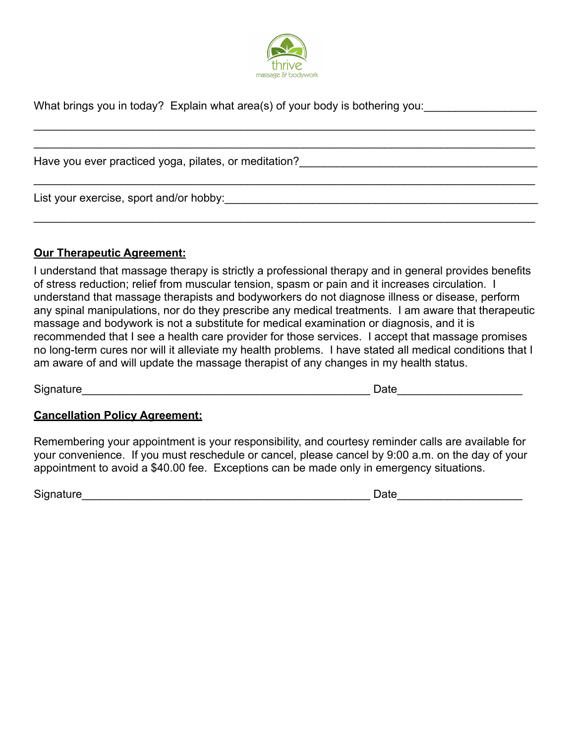thrive
massage & bodywork

What brings you in today? Explain what area(s) of your body is bothering you:_________________

_____________________________________________________________________________

_____________________________________________________________________________

Have you ever practiced yoga, pilates, or meditation?______________________________________

_____________________________________________________________________________

List your exercise, sport and/or hobby:__________________________________________________

_____________________________________________________________________________

**<u>Our Therapeutic Agreement:</u>**

I understand that massage therapy is strictly a professional therapy and in general provides benefits of stress reduction; relief from muscular tension, spasm or pain and it increases circulation. I understand that massage therapists and bodyworkers do not diagnose illness or disease, perform any spinal manipulations, nor do they prescribe any medical treatments. I am aware that therapeutic massage and bodywork is not a substitute for medical examination or diagnosis, and it is recommended that I see a health care provider for those services. I accept that massage promises no long-term cures nor will it alleviate my health problems. I have stated all medical conditions that I am aware of and will update the massage therapist of any changes in my health status.

Signature_____________________________________________ Date___________________

**<u>Cancellation Policy Agreement:</u>**

Remembering your appointment is your responsibility, and courtesy reminder calls are available for your convenience. If you must reschedule or cancel, please cancel by 9:00 a.m. on the day of your appointment to avoid a $40.00 fee. Exceptions can be made only in emergency situations.

Signature_____________________________________________ Date___________________